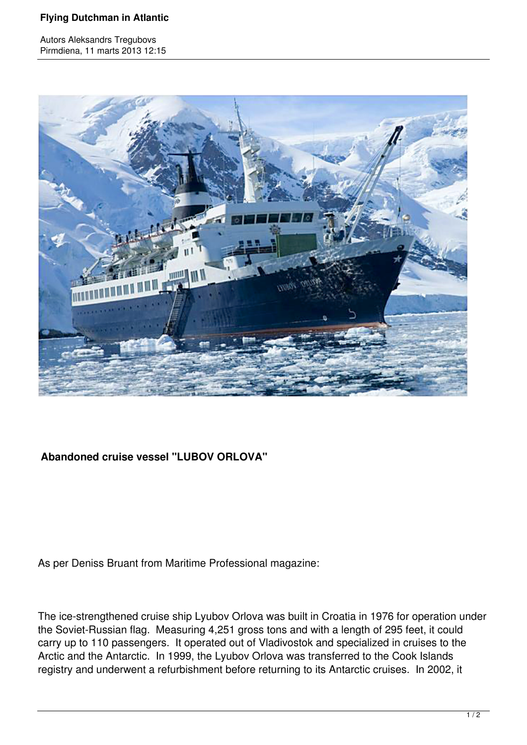**Abandoned cruise vessel "LUBOV ORLOVA"**

As per Deniss Bruant from Maritime Professional magazine:

The ice-strengthened cruise ship Lyubov Orlova was built in Croatia in 1976 for operation under the Soviet-Russian flag. Measuring 4,251 gross tons and with a length of 295 feet, it could carry up to 110 passengers. It operated out of Vladivostok and specialized in cruises to the Arctic and the Antarctic. In 1999, the Lyubov Orlova was transferred to the Cook Islands registry and underwent a refurbishment before returning to its Antarctic cruises. In 2002, it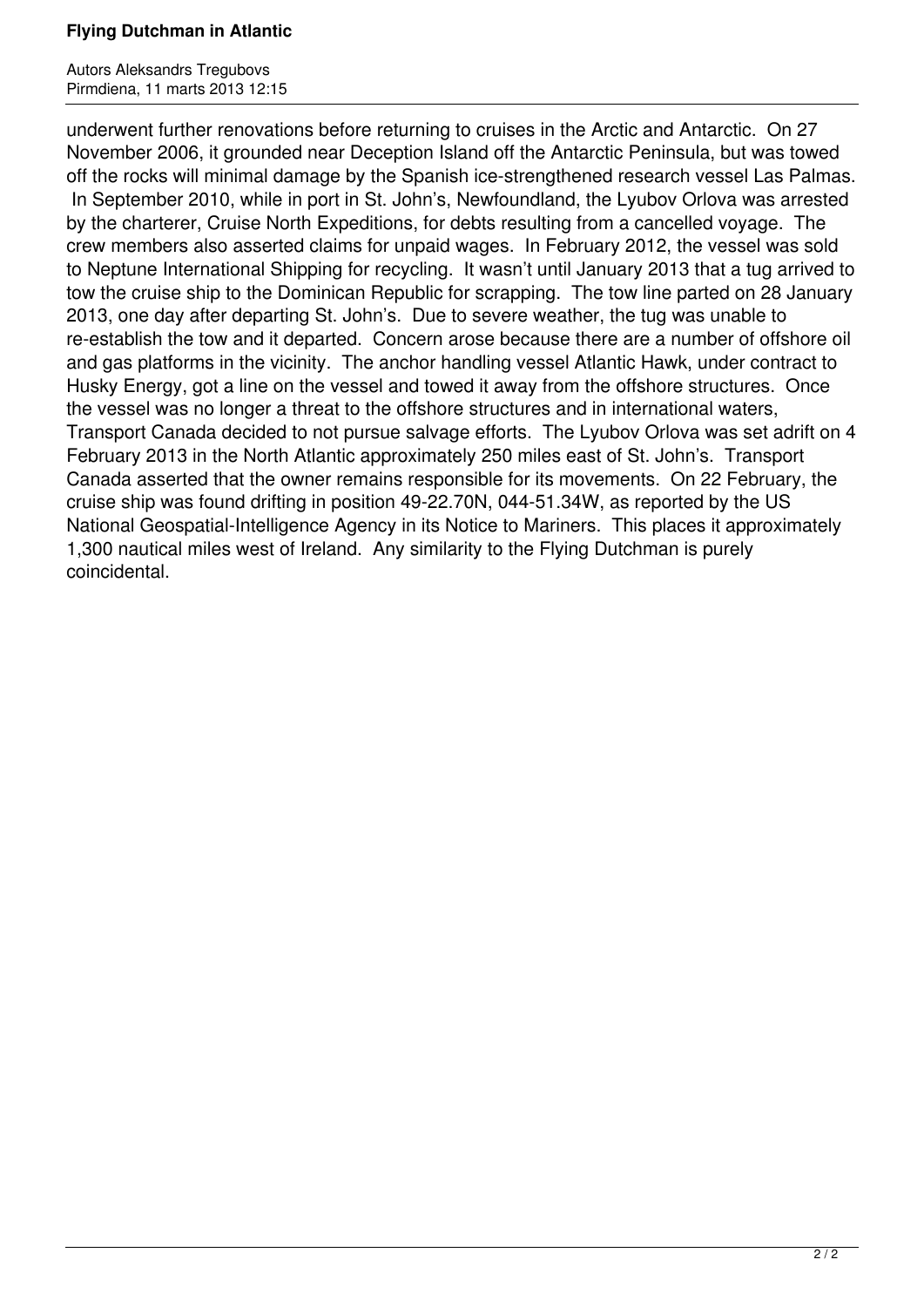underwent further renovations before returning to cruises in the Arctic and Antarctic. On 27 November 2006, it grounded near Deception Island off the Antarctic Peninsula, but was towed off the rocks will minimal damage by the Spanish ice-strengthened research vessel Las Palmas. In September 2010, while in port in St. John's, Newfoundland, the Lyubov Orlova was arrested by the charterer, Cruise North Expeditions, for debts resulting from a cancelled voyage. The crew members also asserted claims for unpaid wages. In February 2012, the vessel was sold to Neptune International Shipping for recycling. It wasn't until January 2013 that a tug arrived to tow the cruise ship to the Dominican Republic for scrapping. The tow line parted on 28 January 2013, one day after departing St. John's. Due to severe weather, the tug was unable to re-establish the tow and it departed. Concern arose because there are a number of offshore oil and gas platforms in the vicinity. The anchor handling vessel Atlantic Hawk, under contract to Husky Energy, got a line on the vessel and towed it away from the offshore structures. Once the vessel was no longer a threat to the offshore structures and in international waters, Transport Canada decided to not pursue salvage efforts. The Lyubov Orlova was set adrift on 4 February 2013 in the North Atlantic approximately 250 miles east of St. John's. Transport Canada asserted that the owner remains responsible for its movements. On 22 February, the cruise ship was found drifting in position 49-22.70N, 044-51.34W, as reported by the US National Geospatial-Intelligence Agency in its Notice to Mariners. This places it approximately 1,300 nautical miles west of Ireland. Any similarity to the Flying Dutchman is purely coincidental.